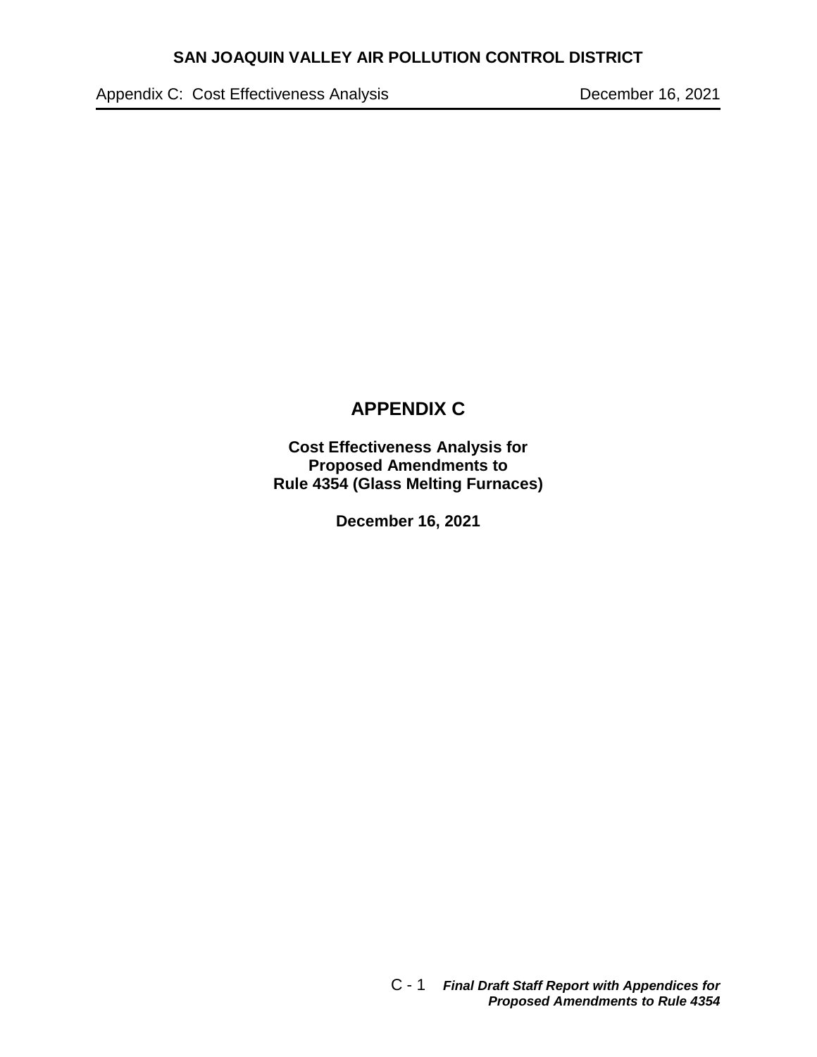# APPENDIX C

**Cost Effectiveness Analysis for Proposed Amendments to Rule 4354 (Glass Melting Furnaces)**

**December 16, 2021**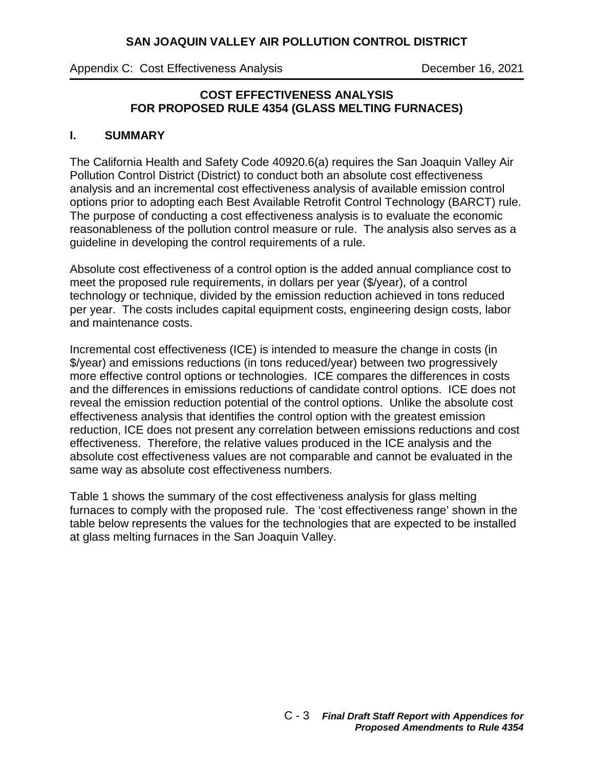## COST EFFECTIVENESS ANALYSIS FOR PROPOSED RULE 4354 (GLASS MELTING FURNACES)

## I. SUMMARY

The California Health and Safety Code 40920.6(a) requires the San Joaquin Valley Air Pollution Control District (District) to conduct both an absolute cost effectiveness analysis and an incremental cost effectiveness analysis of available emission control options prior to adopting each Best Available Retrofit Control Technology (BARCT) rule. The purpose of conducting a cost effectiveness analysis is to evaluate the economic reasonableness of the pollution control measure or rule. The analysis also serves as a guideline in developing the control requirements of a rule.

Absolute cost effectiveness of a control option is the added annual compliance cost to meet the proposed rule requirements, in dollars per year ($/year), of a control technology or technique, divided by the emission reduction achieved in tons reduced per year. The costs includes capital equipment costs, engineering design costs, labor and maintenance costs.

Incremental cost effectiveness (ICE) is intended to measure the change in costs (in $/year) and emissions reductions (in tons reduced/year) between two progressively more effective control options or technologies. ICE compares the differences in costs and the differences in emissions reductions of candidate control options. ICE does not reveal the emission reduction potential of the control options. Unlike the absolute cost effectiveness analysis that identifies the control option with the greatest emission reduction, ICE does not present any correlation between emissions reductions and cost effectiveness. Therefore, the relative values produced in the ICE analysis and the absolute cost effectiveness values are not comparable and cannot be evaluated in the same way as absolute cost effectiveness numbers.

Table 1 shows the summary of the cost effectiveness analysis for glass melting furnaces to comply with the proposed rule. The 'cost effectiveness range' shown in the table below represents the values for the technologies that are expected to be installed at glass melting furnaces in the San Joaquin Valley.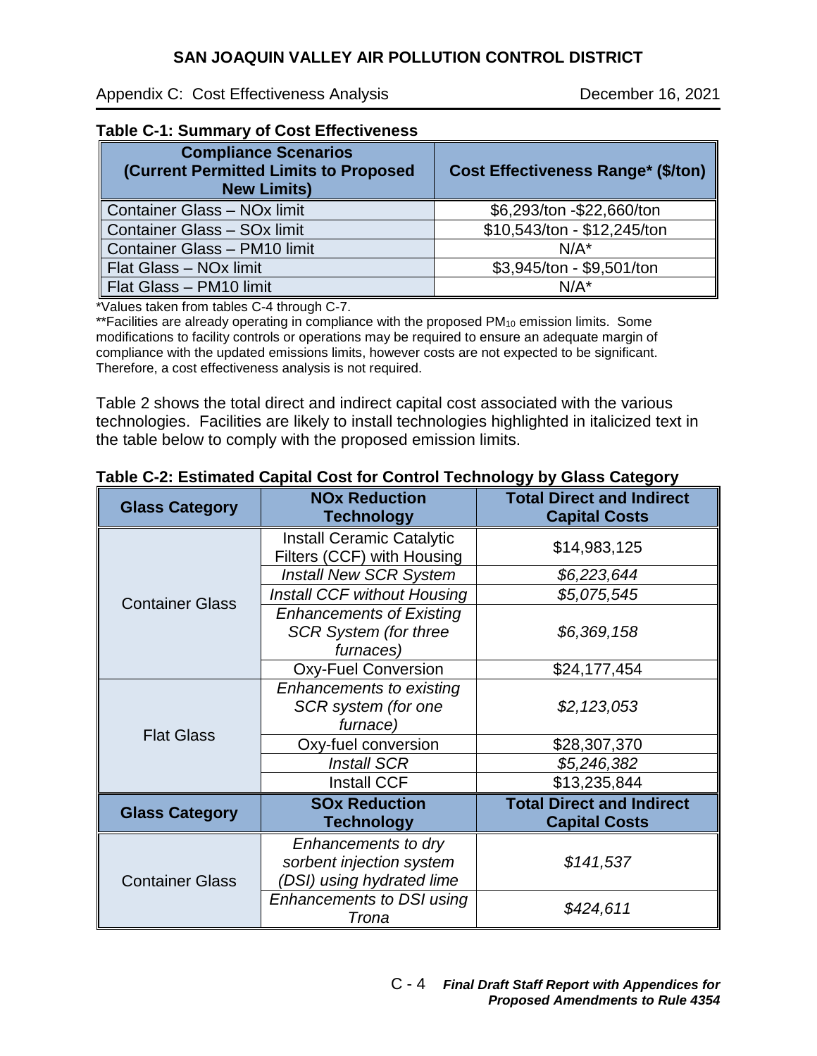**Table C-1: Summary of Cost Effectiveness**

| Compliance Scenarios (Current Permitted Limits to Proposed New Limits) | Cost Effectiveness Range* ($/ton) |
|---|---|
| Container Glass – NOx limit | $6,293/ton -$22,660/ton |
| Container Glass – SOx limit | $10,543/ton - $12,245/ton |
| Container Glass – PM10 limit | N/A* |
| Flat Glass – NOx limit | $3,945/ton - $9,501/ton |
| Flat Glass – PM10 limit | N/A* |

*Values taken from tables C-4 through C-7.

**Facilities are already operating in compliance with the proposed $PM_{10}$ emission limits. Some modifications to facility controls or operations may be required to ensure an adequate margin of compliance with the updated emissions limits, however costs are not expected to be significant. Therefore, a cost effectiveness analysis is not required.

Table 2 shows the total direct and indirect capital cost associated with the various technologies. Facilities are likely to install technologies highlighted in italicized text in the table below to comply with the proposed emission limits.

**Table C-2: Estimated Capital Cost for Control Technology by Glass Category**

| Glass Category | NOx Reduction Technology | Total Direct and Indirect Capital Costs |
|---|---|---|
| Container Glass | Install Ceramic Catalytic Filters (CCF) with Housing | $14,983,125 |
| | *Install New SCR System* | *$6,223,644* |
| | *Install CCF without Housing* | *$5,075,545* |
| | *Enhancements of Existing SCR System (for three furnaces)* | *$6,369,158* |
| | Oxy-Fuel Conversion | $24,177,454 |
| Flat Glass | *Enhancements to existing SCR system (for one furnace)* | *$2,123,053* |
| | Oxy-fuel conversion | $28,307,370 |
| | *Install SCR* | *$5,246,382* |
| | Install CCF | $13,235,844 |
| **Glass Category** | **SOx Reduction Technology** | **Total Direct and Indirect Capital Costs** |
| Container Glass | *Enhancements to dry sorbent injection system (DSI) using hydrated lime* | *$141,537* |
| | *Enhancements to DSI using Trona* | *$424,611* |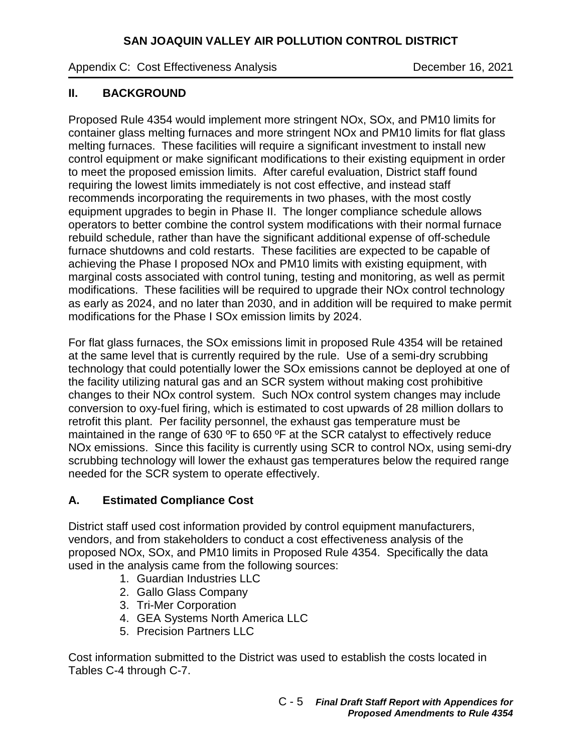## II. BACKGROUND

Proposed Rule 4354 would implement more stringent NOx, SOx, and PM10 limits for container glass melting furnaces and more stringent NOx and PM10 limits for flat glass melting furnaces. These facilities will require a significant investment to install new control equipment or make significant modifications to their existing equipment in order to meet the proposed emission limits. After careful evaluation, District staff found requiring the lowest limits immediately is not cost effective, and instead staff recommends incorporating the requirements in two phases, with the most costly equipment upgrades to begin in Phase II. The longer compliance schedule allows operators to better combine the control system modifications with their normal furnace rebuild schedule, rather than have the significant additional expense of off-schedule furnace shutdowns and cold restarts. These facilities are expected to be capable of achieving the Phase I proposed NOx and PM10 limits with existing equipment, with marginal costs associated with control tuning, testing and monitoring, as well as permit modifications. These facilities will be required to upgrade their NOx control technology as early as 2024, and no later than 2030, and in addition will be required to make permit modifications for the Phase I SOx emission limits by 2024.

For flat glass furnaces, the SOx emissions limit in proposed Rule 4354 will be retained at the same level that is currently required by the rule. Use of a semi-dry scrubbing technology that could potentially lower the SOx emissions cannot be deployed at one of the facility utilizing natural gas and an SCR system without making cost prohibitive changes to their NOx control system. Such NOx control system changes may include conversion to oxy-fuel firing, which is estimated to cost upwards of 28 million dollars to retrofit this plant. Per facility personnel, the exhaust gas temperature must be maintained in the range of 630 ºF to 650 ºF at the SCR catalyst to effectively reduce NOx emissions. Since this facility is currently using SCR to control NOx, using semi-dry scrubbing technology will lower the exhaust gas temperatures below the required range needed for the SCR system to operate effectively.

### A. Estimated Compliance Cost

District staff used cost information provided by control equipment manufacturers, vendors, and from stakeholders to conduct a cost effectiveness analysis of the proposed NOx, SOx, and PM10 limits in Proposed Rule 4354. Specifically the data used in the analysis came from the following sources:

1. Guardian Industries LLC
2. Gallo Glass Company
3. Tri-Mer Corporation
4. GEA Systems North America LLC
5. Precision Partners LLC

Cost information submitted to the District was used to establish the costs located in Tables C-4 through C-7.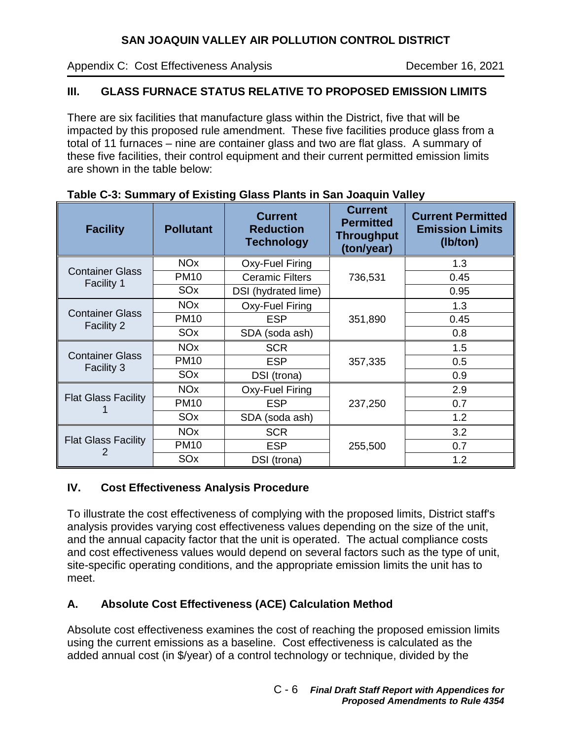## III. GLASS FURNACE STATUS RELATIVE TO PROPOSED EMISSION LIMITS

There are six facilities that manufacture glass within the District, five that will be impacted by this proposed rule amendment. These five facilities produce glass from a total of 11 furnaces – nine are container glass and two are flat glass. A summary of these five facilities, their control equipment and their current permitted emission limits are shown in the table below:

**Table C-3: Summary of Existing Glass Plants in San Joaquin Valley**

| Facility | Pollutant | Current Reduction Technology | Current Permitted Throughput (ton/year) | Current Permitted Emission Limits (lb/ton) |
|---|---|---|---|---|
| Container Glass Facility 1 | NOx | Oxy-Fuel Firing | 736,531 | 1.3 |
| | PM10 | Ceramic Filters | | 0.45 |
| | SOx | DSI (hydrated lime) | | 0.95 |
| Container Glass Facility 2 | NOx | Oxy-Fuel Firing | 351,890 | 1.3 |
| | PM10 | ESP | | 0.45 |
| | SOx | SDA (soda ash) | | 0.8 |
| Container Glass Facility 3 | NOx | SCR | 357,335 | 1.5 |
| | PM10 | ESP | | 0.5 |
| | SOx | DSI (trona) | | 0.9 |
| Flat Glass Facility 1 | NOx | Oxy-Fuel Firing | 237,250 | 2.9 |
| | PM10 | ESP | | 0.7 |
| | SOx | SDA (soda ash) | | 1.2 |
| Flat Glass Facility 2 | NOx | SCR | 255,500 | 3.2 |
| | PM10 | ESP | | 0.7 |
| | SOx | DSI (trona) | | 1.2 |

## IV. Cost Effectiveness Analysis Procedure

To illustrate the cost effectiveness of complying with the proposed limits, District staff's analysis provides varying cost effectiveness values depending on the size of the unit, and the annual capacity factor that the unit is operated. The actual compliance costs and cost effectiveness values would depend on several factors such as the type of unit, site-specific operating conditions, and the appropriate emission limits the unit has to meet.

### A. Absolute Cost Effectiveness (ACE) Calculation Method

Absolute cost effectiveness examines the cost of reaching the proposed emission limits using the current emissions as a baseline. Cost effectiveness is calculated as the added annual cost (in $/year) of a control technology or technique, divided by the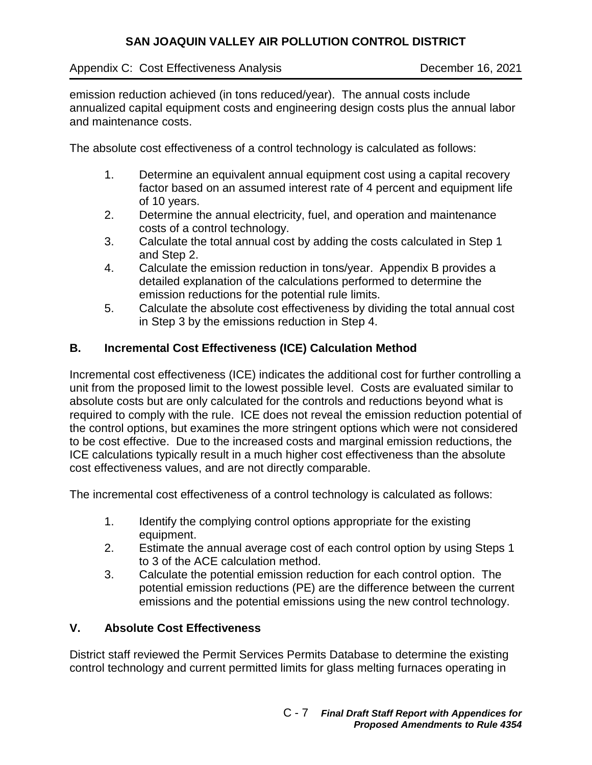emission reduction achieved (in tons reduced/year). The annual costs include annualized capital equipment costs and engineering design costs plus the annual labor and maintenance costs.

The absolute cost effectiveness of a control technology is calculated as follows:

1. Determine an equivalent annual equipment cost using a capital recovery factor based on an assumed interest rate of 4 percent and equipment life of 10 years.
2. Determine the annual electricity, fuel, and operation and maintenance costs of a control technology.
3. Calculate the total annual cost by adding the costs calculated in Step 1 and Step 2.
4. Calculate the emission reduction in tons/year. Appendix B provides a detailed explanation of the calculations performed to determine the emission reductions for the potential rule limits.
5. Calculate the absolute cost effectiveness by dividing the total annual cost in Step 3 by the emissions reduction in Step 4.

### B. Incremental Cost Effectiveness (ICE) Calculation Method

Incremental cost effectiveness (ICE) indicates the additional cost for further controlling a unit from the proposed limit to the lowest possible level. Costs are evaluated similar to absolute costs but are only calculated for the controls and reductions beyond what is required to comply with the rule. ICE does not reveal the emission reduction potential of the control options, but examines the more stringent options which were not considered to be cost effective. Due to the increased costs and marginal emission reductions, the ICE calculations typically result in a much higher cost effectiveness than the absolute cost effectiveness values, and are not directly comparable.

The incremental cost effectiveness of a control technology is calculated as follows:

1. Identify the complying control options appropriate for the existing equipment.
2. Estimate the annual average cost of each control option by using Steps 1 to 3 of the ACE calculation method.
3. Calculate the potential emission reduction for each control option. The potential emission reductions (PE) are the difference between the current emissions and the potential emissions using the new control technology.

## V. Absolute Cost Effectiveness

District staff reviewed the Permit Services Permits Database to determine the existing control technology and current permitted limits for glass melting furnaces operating in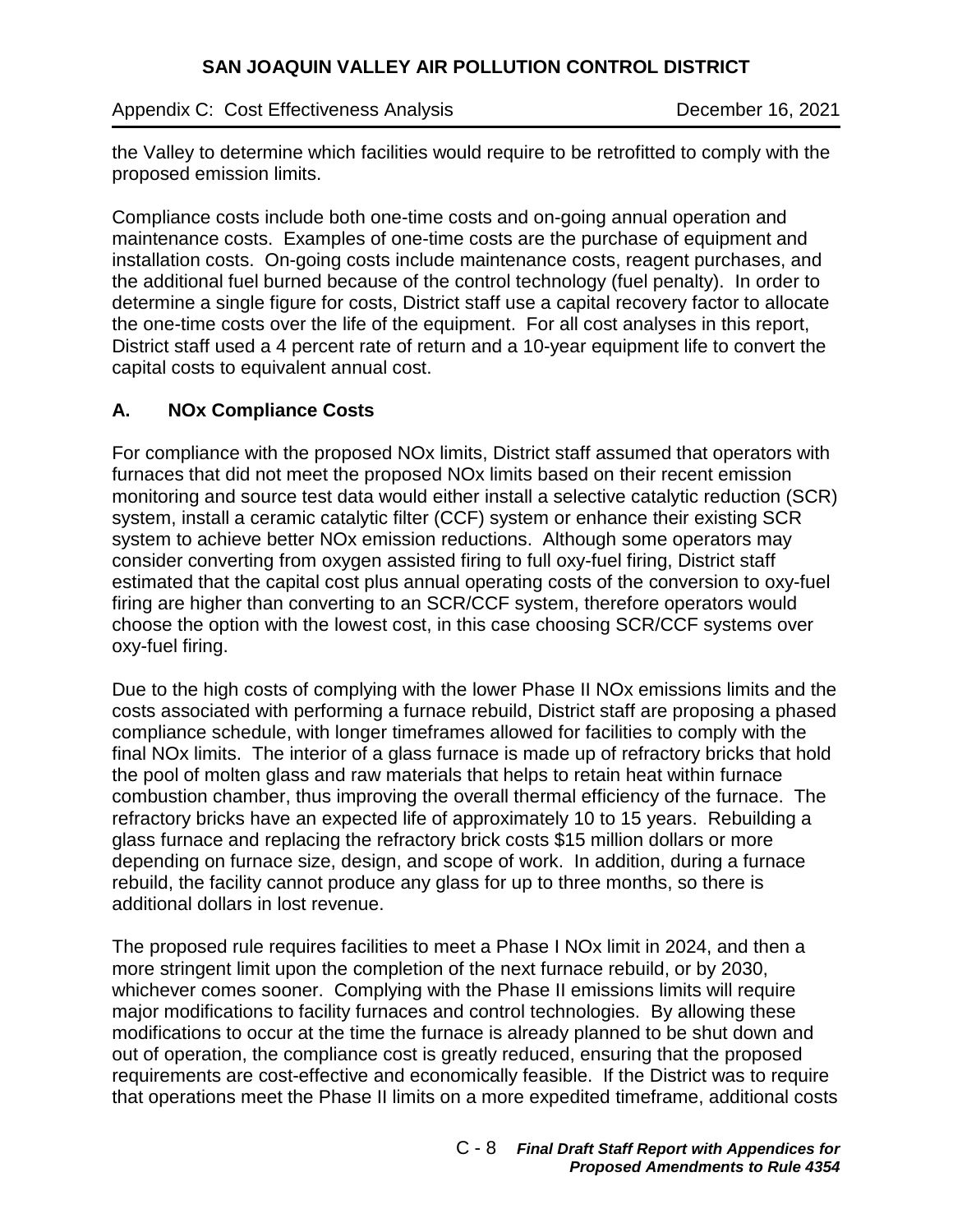the Valley to determine which facilities would require to be retrofitted to comply with the proposed emission limits.

Compliance costs include both one-time costs and on-going annual operation and maintenance costs. Examples of one-time costs are the purchase of equipment and installation costs. On-going costs include maintenance costs, reagent purchases, and the additional fuel burned because of the control technology (fuel penalty). In order to determine a single figure for costs, District staff use a capital recovery factor to allocate the one-time costs over the life of the equipment. For all cost analyses in this report, District staff used a 4 percent rate of return and a 10-year equipment life to convert the capital costs to equivalent annual cost.

## A. NOx Compliance Costs

For compliance with the proposed NOx limits, District staff assumed that operators with furnaces that did not meet the proposed NOx limits based on their recent emission monitoring and source test data would either install a selective catalytic reduction (SCR) system, install a ceramic catalytic filter (CCF) system or enhance their existing SCR system to achieve better NOx emission reductions. Although some operators may consider converting from oxygen assisted firing to full oxy-fuel firing, District staff estimated that the capital cost plus annual operating costs of the conversion to oxy-fuel firing are higher than converting to an SCR/CCF system, therefore operators would choose the option with the lowest cost, in this case choosing SCR/CCF systems over oxy-fuel firing.

Due to the high costs of complying with the lower Phase II NOx emissions limits and the costs associated with performing a furnace rebuild, District staff are proposing a phased compliance schedule, with longer timeframes allowed for facilities to comply with the final NOx limits. The interior of a glass furnace is made up of refractory bricks that hold the pool of molten glass and raw materials that helps to retain heat within furnace combustion chamber, thus improving the overall thermal efficiency of the furnace. The refractory bricks have an expected life of approximately 10 to 15 years. Rebuilding a glass furnace and replacing the refractory brick costs $15 million dollars or more depending on furnace size, design, and scope of work. In addition, during a furnace rebuild, the facility cannot produce any glass for up to three months, so there is additional dollars in lost revenue.

The proposed rule requires facilities to meet a Phase I NOx limit in 2024, and then a more stringent limit upon the completion of the next furnace rebuild, or by 2030, whichever comes sooner. Complying with the Phase II emissions limits will require major modifications to facility furnaces and control technologies. By allowing these modifications to occur at the time the furnace is already planned to be shut down and out of operation, the compliance cost is greatly reduced, ensuring that the proposed requirements are cost-effective and economically feasible. If the District was to require that operations meet the Phase II limits on a more expedited timeframe, additional costs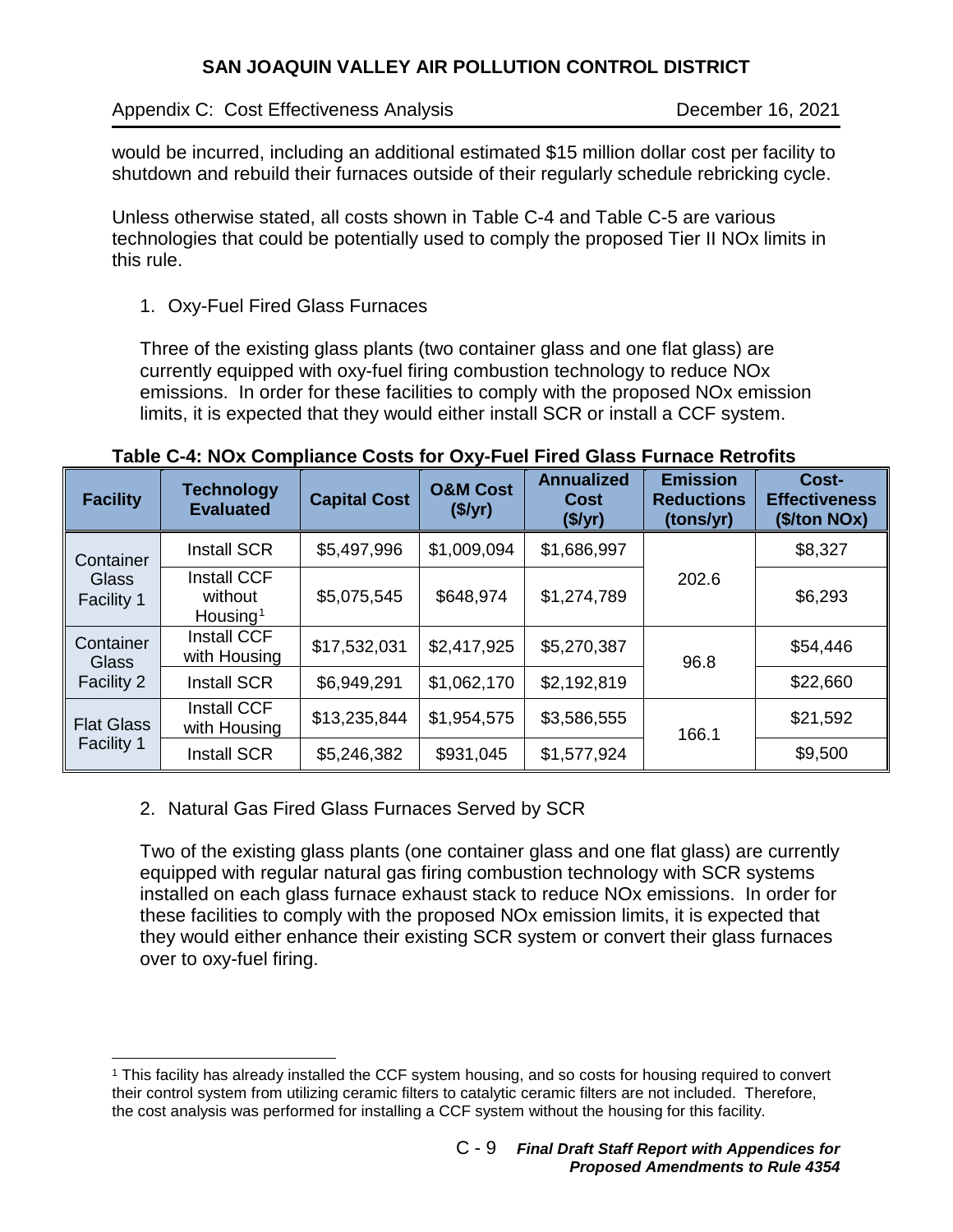would be incurred, including an additional estimated $15 million dollar cost per facility to shutdown and rebuild their furnaces outside of their regularly schedule rebricking cycle.

Unless otherwise stated, all costs shown in Table C-4 and Table C-5 are various technologies that could be potentially used to comply the proposed Tier II NOx limits in this rule.

1. Oxy-Fuel Fired Glass Furnaces

   Three of the existing glass plants (two container glass and one flat glass) are currently equipped with oxy-fuel firing combustion technology to reduce NOx emissions. In order for these facilities to comply with the proposed NOx emission limits, it is expected that they would either install SCR or install a CCF system.

**Table C-4: NOx Compliance Costs for Oxy-Fuel Fired Glass Furnace Retrofits**

| Facility | Technology Evaluated | Capital Cost | O&M Cost ($/yr) | Annualized Cost ($/yr) | Emission Reductions (tons/yr) | Cost-Effectiveness ($/ton NOx) |
|---|---|---|---|---|---|---|
| Container Glass Facility 1 | Install SCR | $5,497,996 | $1,009,094 | $1,686,997 | 202.6 | $8,327 |
| | Install CCF without Housing[1] | $5,075,545 | $648,974 | $1,274,789 | | $6,293 |
| Container Glass Facility 2 | Install CCF with Housing | $17,532,031 | $2,417,925 | $5,270,387 | 96.8 | $54,446 |
| | Install SCR | $6,949,291 | $1,062,170 | $2,192,819 | | $22,660 |
| Flat Glass Facility 1 | Install CCF with Housing | $13,235,844 | $1,954,575 | $3,586,555 | 166.1 | $21,592 |
| | Install SCR | $5,246,382 | $931,045 | $1,577,924 | | $9,500 |

2. Natural Gas Fired Glass Furnaces Served by SCR

   Two of the existing glass plants (one container glass and one flat glass) are currently equipped with regular natural gas firing combustion technology with SCR systems installed on each glass furnace exhaust stack to reduce NOx emissions. In order for these facilities to comply with the proposed NOx emission limits, it is expected that they would either enhance their existing SCR system or convert their glass furnaces over to oxy-fuel firing.

[1] This facility has already installed the CCF system housing, and so costs for housing required to convert their control system from utilizing ceramic filters to catalytic ceramic filters are not included. Therefore, the cost analysis was performed for installing a CCF system without the housing for this facility.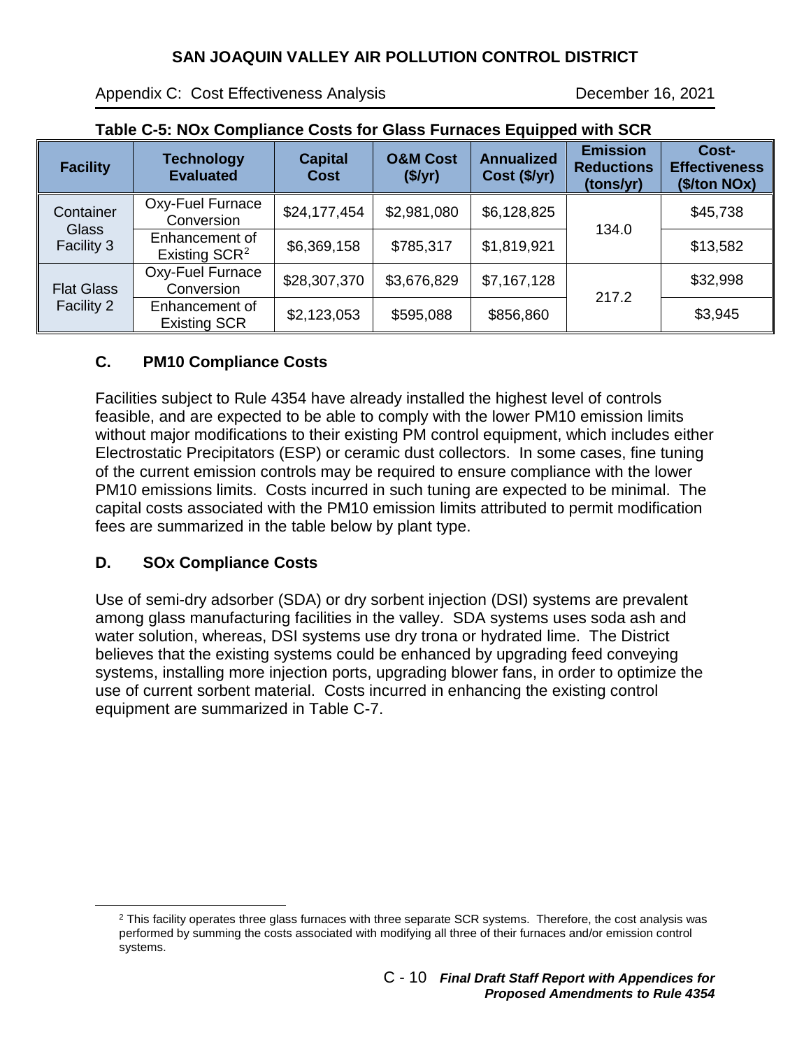**Table C-5: NOx Compliance Costs for Glass Furnaces Equipped with SCR**

| Facility | Technology Evaluated | Capital Cost | O&M Cost ($/yr) | Annualized Cost ($/yr) | Emission Reductions (tons/yr) | Cost-Effectiveness ($/ton NOx) |
|---|---|---|---|---|---|---|
| Container Glass Facility 3 | Oxy-Fuel Furnace Conversion | $24,177,454 | $2,981,080 | $6,128,825 | 134.0 | $45,738 |
| | Enhancement of Existing SCR[2] | $6,369,158 | $785,317 | $1,819,921 | | $13,582 |
| Flat Glass Facility 2 | Oxy-Fuel Furnace Conversion | $28,307,370 | $3,676,829 | $7,167,128 | 217.2 | $32,998 |
| | Enhancement of Existing SCR | $2,123,053 | $595,088 | $856,860 | | $3,945 |

## C. PM10 Compliance Costs

Facilities subject to Rule 4354 have already installed the highest level of controls feasible, and are expected to be able to comply with the lower PM10 emission limits without major modifications to their existing PM control equipment, which includes either Electrostatic Precipitators (ESP) or ceramic dust collectors. In some cases, fine tuning of the current emission controls may be required to ensure compliance with the lower PM10 emissions limits. Costs incurred in such tuning are expected to be minimal. The capital costs associated with the PM10 emission limits attributed to permit modification fees are summarized in the table below by plant type.

## D. SOx Compliance Costs

Use of semi-dry adsorber (SDA) or dry sorbent injection (DSI) systems are prevalent among glass manufacturing facilities in the valley. SDA systems uses soda ash and water solution, whereas, DSI systems use dry trona or hydrated lime. The District believes that the existing systems could be enhanced by upgrading feed conveying systems, installing more injection ports, upgrading blower fans, in order to optimize the use of current sorbent material. Costs incurred in enhancing the existing control equipment are summarized in Table C-7.

[2] This facility operates three glass furnaces with three separate SCR systems. Therefore, the cost analysis was performed by summing the costs associated with modifying all three of their furnaces and/or emission control systems.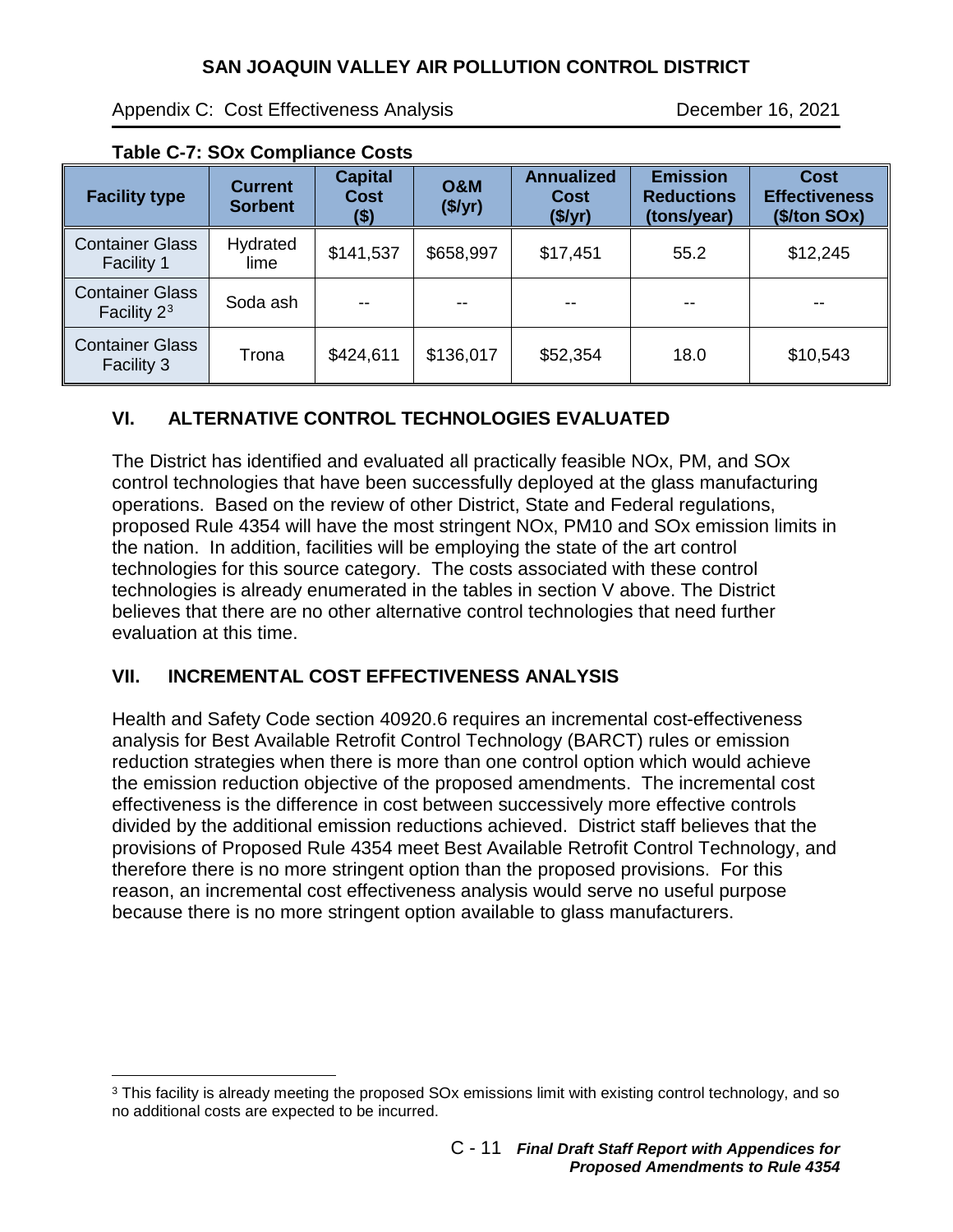**Table C-7: SOx Compliance Costs**

| Facility type | Current Sorbent | Capital Cost ($) | O&M ($/yr) | Annualized Cost ($/yr) | Emission Reductions (tons/year) | Cost Effectiveness ($/ton SOx) |
|---|---|---|---|---|---|---|
| Container Glass Facility 1 | Hydrated lime | $141,537 | $658,997 | $17,451 | 55.2 | $12,245 |
| Container Glass Facility 2[3] | Soda ash | -- | -- | -- | -- | -- |
| Container Glass Facility 3 | Trona | $424,611 | $136,017 | $52,354 | 18.0 | $10,543 |

## VI. ALTERNATIVE CONTROL TECHNOLOGIES EVALUATED

The District has identified and evaluated all practically feasible NOx, PM, and SOx control technologies that have been successfully deployed at the glass manufacturing operations. Based on the review of other District, State and Federal regulations, proposed Rule 4354 will have the most stringent NOx, PM10 and SOx emission limits in the nation. In addition, facilities will be employing the state of the art control technologies for this source category. The costs associated with these control technologies is already enumerated in the tables in section V above. The District believes that there are no other alternative control technologies that need further evaluation at this time.

## VII. INCREMENTAL COST EFFECTIVENESS ANALYSIS

Health and Safety Code section 40920.6 requires an incremental cost-effectiveness analysis for Best Available Retrofit Control Technology (BARCT) rules or emission reduction strategies when there is more than one control option which would achieve the emission reduction objective of the proposed amendments. The incremental cost effectiveness is the difference in cost between successively more effective controls divided by the additional emission reductions achieved. District staff believes that the provisions of Proposed Rule 4354 meet Best Available Retrofit Control Technology, and therefore there is no more stringent option than the proposed provisions. For this reason, an incremental cost effectiveness analysis would serve no useful purpose because there is no more stringent option available to glass manufacturers.

[3] This facility is already meeting the proposed SOx emissions limit with existing control technology, and so no additional costs are expected to be incurred.